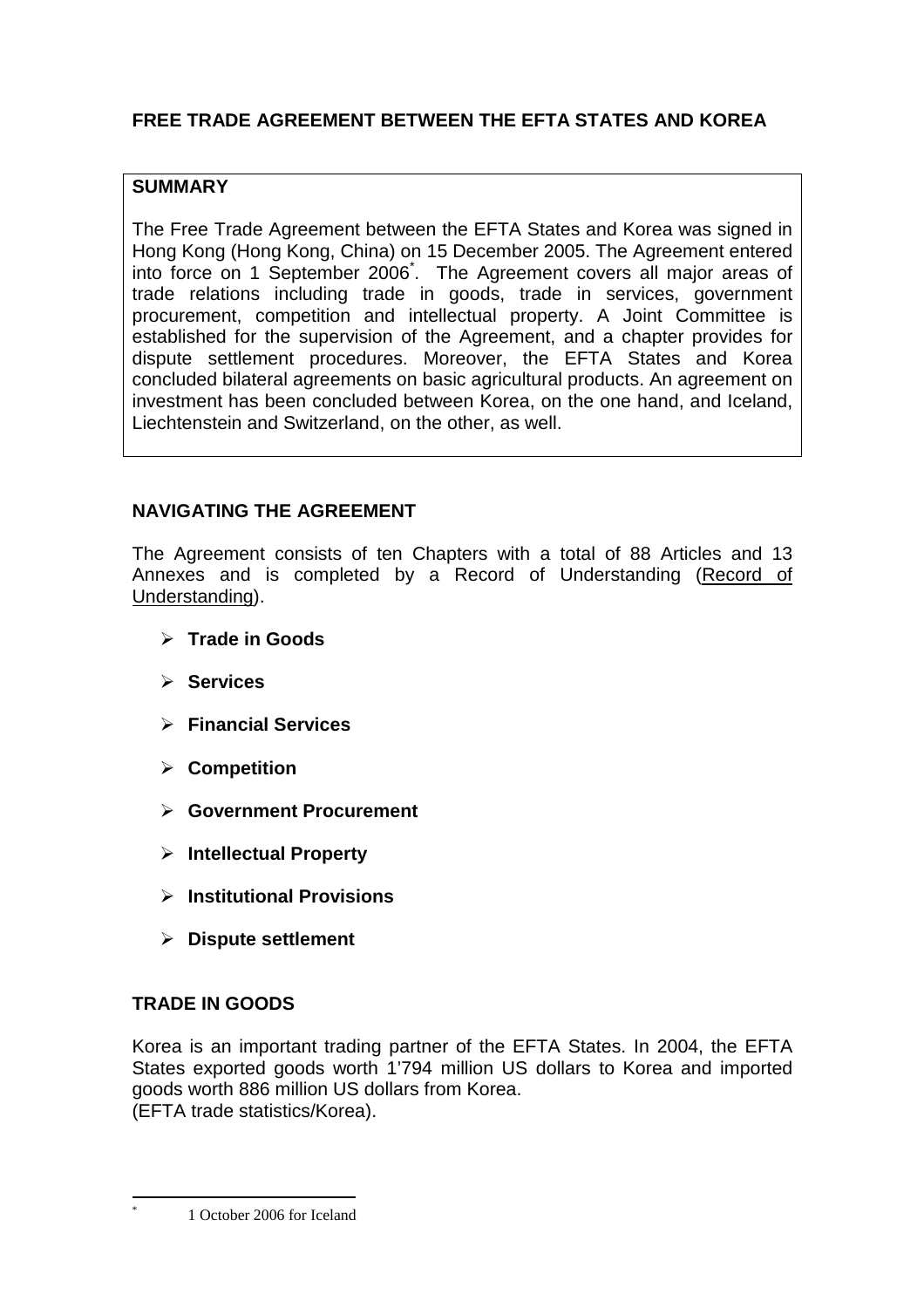# FREE TRADE AGREEMENT BETWEEN THE EFTA STATES AND KOREA

## SUMMARY

The Free Trade Agreement between the EFTA States and Korea was signed in Hong Kong (Hong Kong, China) on 15 December 2005. The Agreement entered into force on 1 September 2006[*]. The Agreement covers all major areas of trade relations including trade in goods, trade in services, government procurement, competition and intellectual property. A Joint Committee is established for the supervision of the Agreement, and a chapter provides for dispute settlement procedures. Moreover, the EFTA States and Korea concluded bilateral agreements on basic agricultural products. An agreement on investment has been concluded between Korea, on the one hand, and Iceland, Liechtenstein and Switzerland, on the other, as well.

## NAVIGATING THE AGREEMENT

The Agreement consists of ten Chapters with a total of 88 Articles and 13 Annexes and is completed by a Record of Understanding (Record of Understanding).

- **Trade in Goods**
- **Services**
- **Financial Services**
- **Competition**
- **Government Procurement**
- **Intellectual Property**
- **Institutional Provisions**
- **Dispute settlement**

## TRADE IN GOODS

Korea is an important trading partner of the EFTA States. In 2004, the EFTA States exported goods worth 1'794 million US dollars to Korea and imported goods worth 886 million US dollars from Korea.
(EFTA trade statistics/Korea).

---

[*] 1 October 2006 for Iceland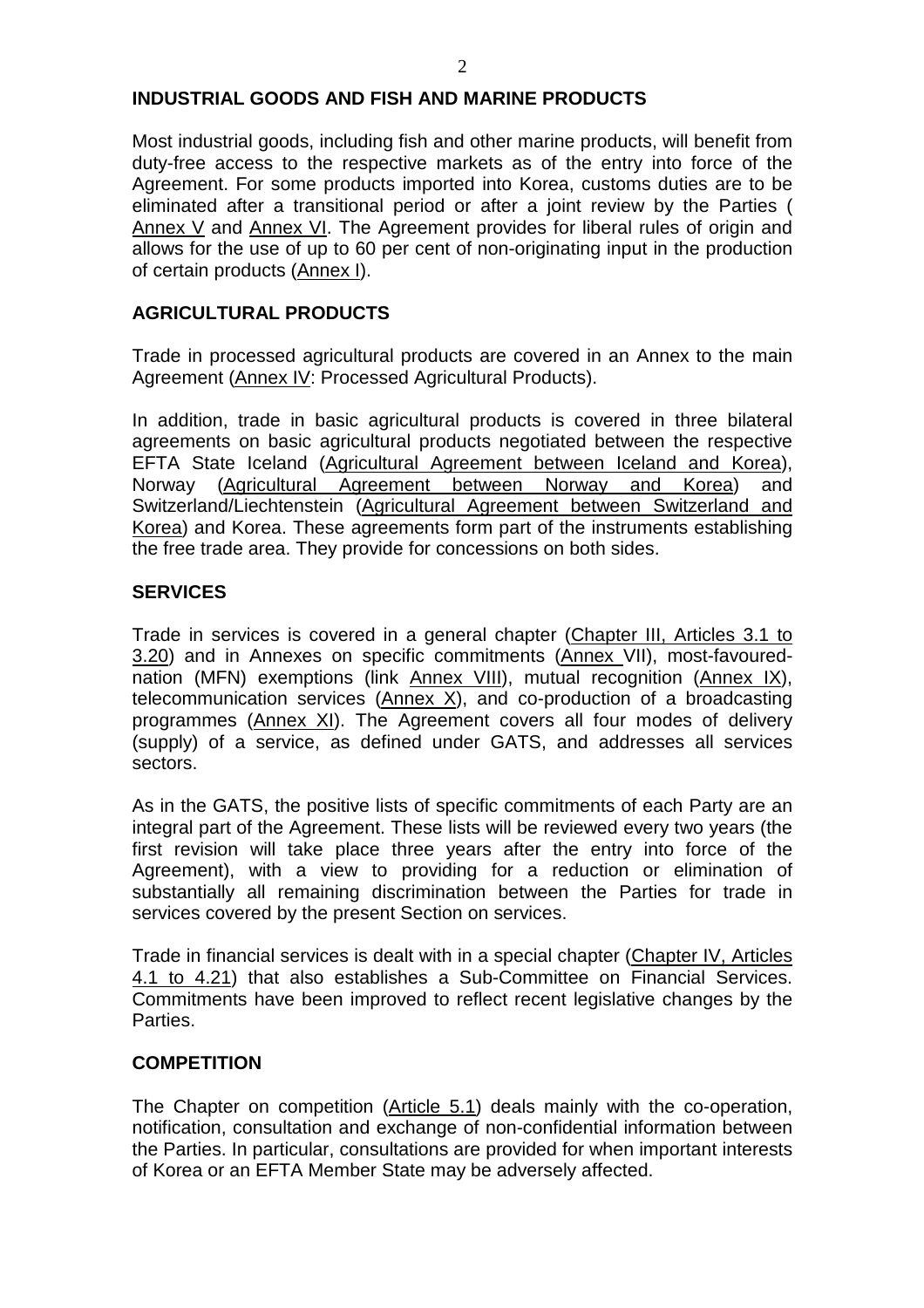## INDUSTRIAL GOODS AND FISH AND MARINE PRODUCTS

Most industrial goods, including fish and other marine products, will benefit from duty-free access to the respective markets as of the entry into force of the Agreement. For some products imported into Korea, customs duties are to be eliminated after a transitional period or after a joint review by the Parties ( Annex V and Annex VI. The Agreement provides for liberal rules of origin and allows for the use of up to 60 per cent of non-originating input in the production of certain products (Annex I).

## AGRICULTURAL PRODUCTS

Trade in processed agricultural products are covered in an Annex to the main Agreement (Annex IV: Processed Agricultural Products).

In addition, trade in basic agricultural products is covered in three bilateral agreements on basic agricultural products negotiated between the respective EFTA State Iceland (Agricultural Agreement between Iceland and Korea), Norway (Agricultural Agreement between Norway and Korea) and Switzerland/Liechtenstein (Agricultural Agreement between Switzerland and Korea) and Korea. These agreements form part of the instruments establishing the free trade area. They provide for concessions on both sides.

## SERVICES

Trade in services is covered in a general chapter (Chapter III, Articles 3.1 to 3.20) and in Annexes on specific commitments (Annex VII), most-favoured-nation (MFN) exemptions (link Annex VIII), mutual recognition (Annex IX), telecommunication services (Annex X), and co-production of a broadcasting programmes (Annex XI). The Agreement covers all four modes of delivery (supply) of a service, as defined under GATS, and addresses all services sectors.

As in the GATS, the positive lists of specific commitments of each Party are an integral part of the Agreement. These lists will be reviewed every two years (the first revision will take place three years after the entry into force of the Agreement), with a view to providing for a reduction or elimination of substantially all remaining discrimination between the Parties for trade in services covered by the present Section on services.

Trade in financial services is dealt with in a special chapter (Chapter IV, Articles 4.1 to 4.21) that also establishes a Sub-Committee on Financial Services. Commitments have been improved to reflect recent legislative changes by the Parties.

## COMPETITION

The Chapter on competition (Article 5.1) deals mainly with the co-operation, notification, consultation and exchange of non-confidential information between the Parties. In particular, consultations are provided for when important interests of Korea or an EFTA Member State may be adversely affected.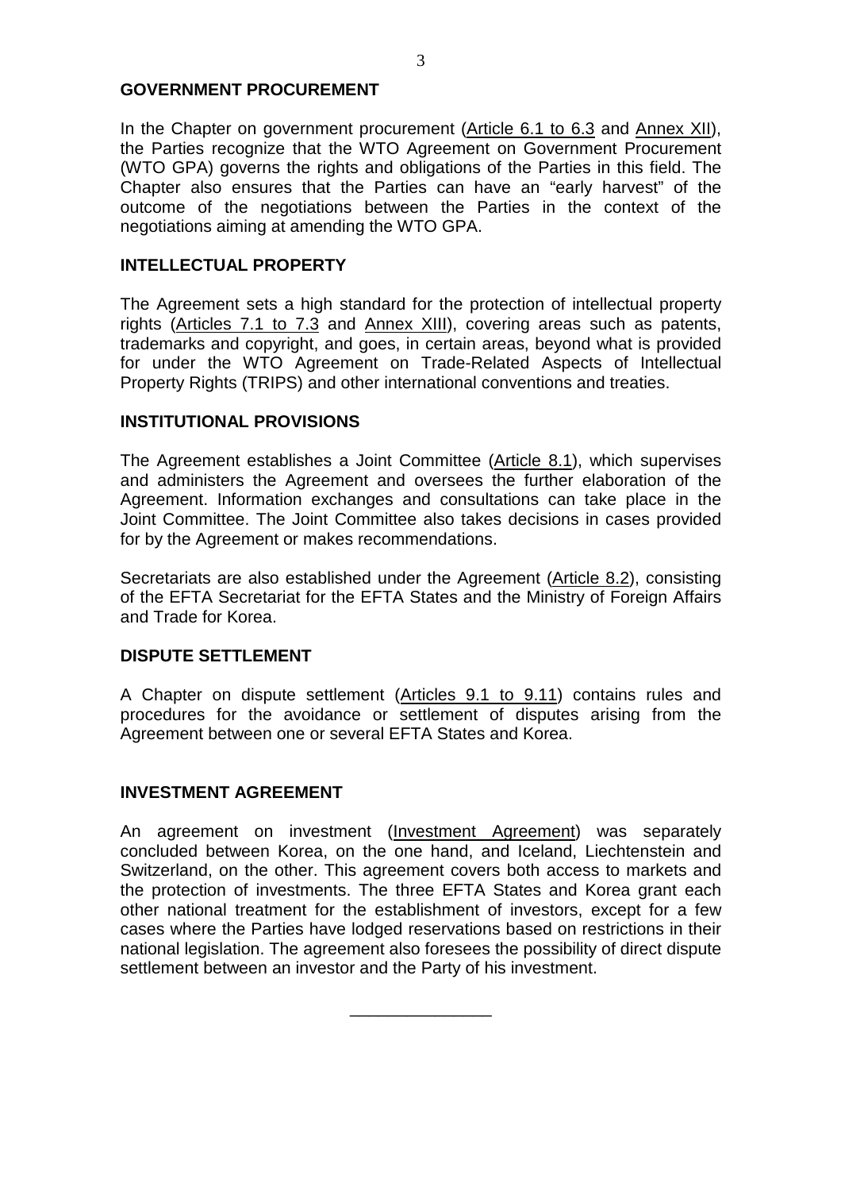## GOVERNMENT PROCUREMENT

In the Chapter on government procurement (Article 6.1 to 6.3 and Annex XII), the Parties recognize that the WTO Agreement on Government Procurement (WTO GPA) governs the rights and obligations of the Parties in this field. The Chapter also ensures that the Parties can have an "early harvest" of the outcome of the negotiations between the Parties in the context of the negotiations aiming at amending the WTO GPA.

## INTELLECTUAL PROPERTY

The Agreement sets a high standard for the protection of intellectual property rights (Articles 7.1 to 7.3 and Annex XIII), covering areas such as patents, trademarks and copyright, and goes, in certain areas, beyond what is provided for under the WTO Agreement on Trade-Related Aspects of Intellectual Property Rights (TRIPS) and other international conventions and treaties.

## INSTITUTIONAL PROVISIONS

The Agreement establishes a Joint Committee (Article 8.1), which supervises and administers the Agreement and oversees the further elaboration of the Agreement. Information exchanges and consultations can take place in the Joint Committee. The Joint Committee also takes decisions in cases provided for by the Agreement or makes recommendations.

Secretariats are also established under the Agreement (Article 8.2), consisting of the EFTA Secretariat for the EFTA States and the Ministry of Foreign Affairs and Trade for Korea.

## DISPUTE SETTLEMENT

A Chapter on dispute settlement (Articles 9.1 to 9.11) contains rules and procedures for the avoidance or settlement of disputes arising from the Agreement between one or several EFTA States and Korea.

## INVESTMENT AGREEMENT

An agreement on investment (Investment Agreement) was separately concluded between Korea, on the one hand, and Iceland, Liechtenstein and Switzerland, on the other. This agreement covers both access to markets and the protection of investments. The three EFTA States and Korea grant each other national treatment for the establishment of investors, except for a few cases where the Parties have lodged reservations based on restrictions in their national legislation. The agreement also foresees the possibility of direct dispute settlement between an investor and the Party of his investment.

---